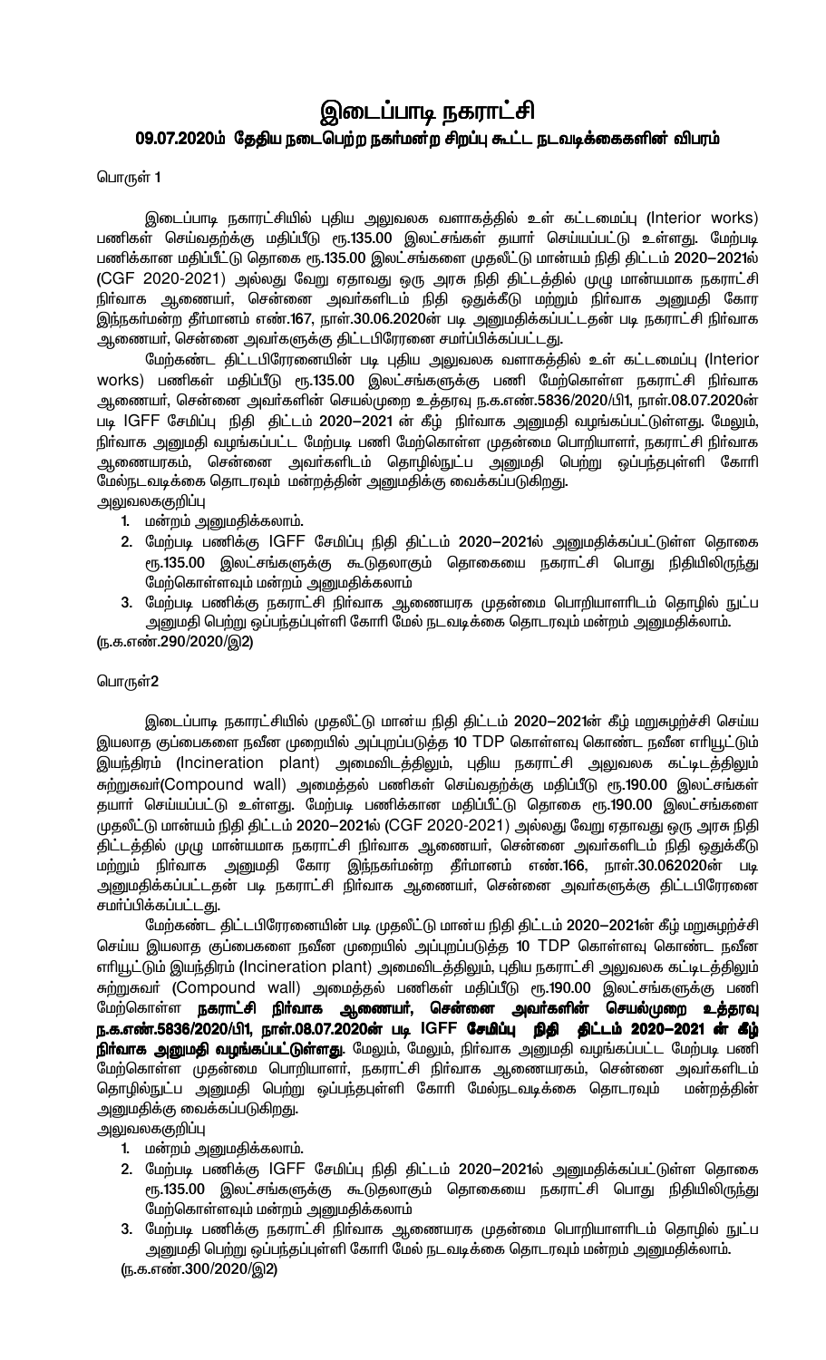# இடைப்பாடி நகராட்சி

## 09.07.2020ம் தேதிய நடைபெற்ற நகர்மன்ற சிறப்பு கூட்ட நடவடிக்கைகளின் விபரம்

பொருள் 1

இடைப்பாடி நகராட்சியில் புதிய அலுவலக வளாகத்தில் உள் கட்டமைப்பு (Interior works) பணிகள் செய்வதற்க்கு மதிப்பீடு ரூ.135.00 இலட்சங்கள் தயார் செய்யப்பட்டு உள்ளது. மேற்படி பணிக்கான மதிப்பீட்டு தொகை ரூ.135.00 இலட்சங்களை முதலீட்டு மான்யம் நிதி திட்டம் 2020–2021ல் (CGF 2020-2021) அல்லது வேறு ஏதாவது ஒரு அரசு நிதி திட்டத்தில் முழு மான்யமாக நகராட்சி நிர்வாக ஆணையர், சென்னை அவர்களிடம் நிதி ஒதுக்கீடு மற்றும் நிர்வாக அனுமதி கோர இந்நகர்மன்ற தீர்மானம் எண்.167, நாள்.30.06.2020ன் படி அனுமதிக்கப்பட்டதன் படி நகராட்சி நிர்வாக ஆணையர், சென்னை அவர்களுக்கு திட்டப்பிரேரனை சமர்ப்பிக்கப்பட்டது.

மேற்கண்ட திட்டப்பிரேரனையின் படி புதிய அலுவலக வளாகத்தில் உள் கட்டமைப்பு (Interior works) பணிகள் மதிப்பீடு ரூ.135.00 இலட்சங்களுக்கு பணி மேற்கொள்ள நகராட்சி நிர்வாக ஆணையர், சென்னை அவர்களின் செயல்முறை உத்தரவு ந.க.எண்.5836/2020/பி1, நாள்.08.07.2020ன் படி IGFF சேமிப்பு நிதி திட்டம் 2020–2021 ன் கீழ் நிர்வாக அனுமதி வழங்கப்பட்டுள்ளது. மேலும், நிர்வாக அனுமதி வழங்கப்பட்ட மேற்படி பணி மேற்கொள்ள முதன்மை பொறியாளர், நகராட்சி நிர்வாக ஆணையரகம், சென்னை அவர்களிடம் தொழில்நுட்ப அனுமதி பெற்று ஒப்பந்தபுள்ளி கோரி மேல்நடவடிக்கை தொடரவும் மன்றத்தின் அனுமதிக்கு வைக்கப்படுகிறது.

அலுவலககுறிப்பு

1. மன்றம் அனுமதிக்கலாம்.
2. மேற்படி பணிக்கு IGFF சேமிப்பு நிதி திட்டம் 2020–2021ல் அனுமதிக்கப்பட்டுள்ள தொகை ரூ.135.00 இலட்சங்களுக்கு கூடுதலாகும் தொகையை நகராட்சி பொது நிதியிலிருந்து மேற்கொள்ளவும் மன்றம் அனுமதிக்கலாம்
3. மேற்படி பணிக்கு நகராட்சி நிர்வாக ஆணையரக முதன்மை பொறியாளரிடம் தொழில் நுட்ப அனுமதி பெற்று ஒப்பந்தப்புள்ளி கோரி மேல் நடவடிக்கை தொடரவும் மன்றம் அனுமதிக்லாம்.

(ந.க.எண்.290/2020/இ2)

பொருள்2

இடைப்பாடி நகராட்சியில் முதலீட்டு மான்ய நிதி திட்டம் 2020–2021ன் கீழ் மறுசுழற்சி செய்ய இயலாத குப்பைகளை நவீன முறையில் அப்புறப்படுத்த 10 TDP கொள்ளவு கொண்ட நவீன எரியூட்டும் இயந்திரம் (Incineration plant) அமைவிடத்திலும், புதிய நகராட்சி அலுவலக கட்டிடத்திலும் சுற்றுசுவர்(Compound wall) அமைத்தல் பணிகள் செய்வதற்க்கு மதிப்பீடு ரூ.190.00 இலட்சங்கள் தயார் செய்யப்பட்டு உள்ளது. மேற்படி பணிக்கான மதிப்பீட்டு தொகை ரூ.190.00 இலட்சங்களை முதலீட்டு மான்யம் நிதி திட்டம் 2020–2021ல் (CGF 2020-2021) அல்லது வேறு ஏதாவது ஒரு அரசு நிதி திட்டத்தில் முழு மான்யமாக நகராட்சி நிர்வாக ஆணையர், சென்னை அவர்களிடம் நிதி ஒதுக்கீடு மற்றும் நிர்வாக அனுமதி கோர இந்நகர்மன்ற தீர்மானம் எண்.166, நாள்.30.062020ன் படி அனுமதிக்கப்பட்டதன் படி நகராட்சி நிர்வாக ஆணையர், சென்னை அவர்களுக்கு திட்டப்பிரேரனை சமர்ப்பிக்கப்பட்டது.

மேற்கண்ட திட்டப்பிரேரனையின் படி முதலீட்டு மான்ய நிதி திட்டம் 2020–2021ன் கீழ் மறுசுழற்சி செய்ய இயலாத குப்பைகளை நவீன முறையில் அப்புறப்படுத்த 10 TDP கொள்ளவு கொண்ட நவீன எரியூட்டும் இயந்திரம் (Incineration plant) அமைவிடத்திலும், புதிய நகராட்சி அலுவலக கட்டிடத்திலும் சுற்றுசுவர் (Compound wall) அமைத்தல் பணிகள் மதிப்பீடு ரூ.190.00 இலட்சங்களுக்கு பணி மேற்கொள்ள **நகராட்சி நிர்வாக ஆணையர், சென்னை அவர்களின் செயல்முறை உத்தரவு ந.க.எண்.5836/2020/பி1, நாள்.08.07.2020ன் படி IGFF சேமிப்பு நிதி திட்டம் 2020–2021 ன் கீழ் நிர்வாக அனுமதி வழங்கப்பட்டுள்ளது**. மேலும், மேலும், நிர்வாக அனுமதி வழங்கப்பட்ட மேற்படி பணி மேற்கொள்ள முதன்மை பொறியாளர், நகராட்சி நிர்வாக ஆணையரகம், சென்னை அவர்களிடம் தொழில்நுட்ப அனுமதி பெற்று ஒப்பந்தபுள்ளி கோரி மேல்நடவடிக்கை தொடரவும் மன்றத்தின் அனுமதிக்கு வைக்கப்படுகிறது.

அலுவலககுறிப்பு

1. மன்றம் அனுமதிக்கலாம்.
2. மேற்படி பணிக்கு IGFF சேமிப்பு நிதி திட்டம் 2020–2021ல் அனுமதிக்கப்பட்டுள்ள தொகை ரூ.135.00 இலட்சங்களுக்கு கூடுதலாகும் தொகையை நகராட்சி பொது நிதியிலிருந்து மேற்கொள்ளவும் மன்றம் அனுமதிக்கலாம்
3. மேற்படி பணிக்கு நகராட்சி நிர்வாக ஆணையரக முதன்மை பொறியாளரிடம் தொழில் நுட்ப அனுமதி பெற்று ஒப்பந்தப்புள்ளி கோரி மேல் நடவடிக்கை தொடரவும் மன்றம் அனுமதிக்லாம்.

(ந.க.எண்.300/2020/இ2)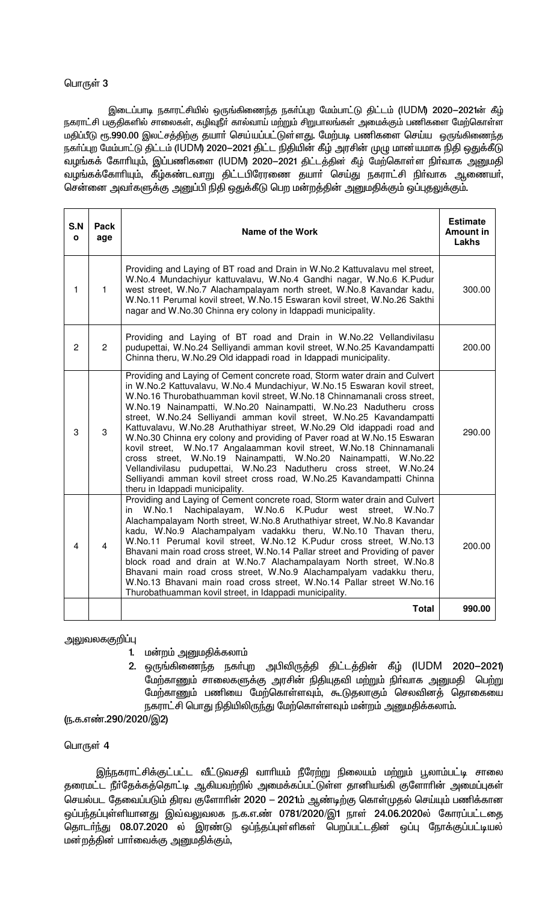பொருள் 3

இடைப்பாடி நகராட்சியில் ஒருங்கிணைந்த நகா்ப்புற மேம்பாட்டு திட்டம் (IUDM) 2020–2021ன் கீழ் நகராட்சி பகுதிகளில் சாலைகள், கழிவுநீர் கால்வாய் மற்றும் சிறுபாலங்கள் அமைக்கும் பணிகளை மேற்கொள்ள மதிப்பீடு ரூ.990.00 இலட்சத்திற்கு தயார் செய்யப்பட்டுள்ளது. மேற்படி பணிகளை செய்ய ஒருங்கிணைந்த நகா்ப்புற மேம்பாட்டு திட்டம் (IUDM) 2020–2021 திட்ட நிதியின் கீழ் அரசின் முழு மான்யமாக நிதி ஒதுக்கீடு வழங்கக் கோரியும், இப்பணிகளை (IUDM) 2020–2021 திட்டத்தின் கீழ் மேற்கொள்ள நிர்வாக அனுமதி வழங்கக்கோரியும், கீழ்கண்டவாறு திட்டபிரேரணை தயார் செய்து நகராட்சி நிர்வாக ஆணையர், சென்னை அவர்களுக்கு அனுப்பி நிதி ஒதுக்கீடு பெற மன்றத்தின் அனுமதிக்கும் ஒப்புதலுக்கும்.

| S.No | Package | Name of the Work | Estimate Amount in Lakhs |
|---|---|---|---|
| 1 | 1 | Providing and Laying of BT road and Drain in W.No.2 Kattuvalavu mel street, W.No.4 Mundachiyur kattuvalavu, W.No.4 Gandhi nagar, W.No.6 K.Pudur west street, W.No.7 Alachampalayam north street, W.No.8 Kavandar kadu, W.No.11 Perumal kovil street, W.No.15 Eswaran kovil street, W.No.26 Sakthi nagar and W.No.30 Chinna ery colony in Idappadi municipality. | 300.00 |
| 2 | 2 | Providing and Laying of BT road and Drain in W.No.22 Vellandivilasu pudupettai, W.No.24 Selliyandi amman kovil street, W.No.25 Kavandampatti Chinna theru, W.No.29 Old idappadi road in Idappadi municipality. | 200.00 |
| 3 | 3 | Providing and Laying of Cement concrete road, Storm water drain and Culvert in W.No.2 Kattuvalavu, W.No.4 Mundachiyur, W.No.15 Eswaran kovil street, W.No.16 Thurobathuamman kovil street, W.No.18 Chinnamanali cross street, W.No.19 Nainampatti, W.No.20 Nainampatti, W.No.23 Nadutheru cross street, W.No.24 Selliyandi amman kovil street, W.No.25 Kavandampatti Kattuvalavu, W.No.28 Aruthathiyar street, W.No.29 Old idappadi road and W.No.30 Chinna ery colony and providing of Paver road at W.No.15 Eswaran kovil street, W.No.17 Angalaamman kovil street, W.No.18 Chinnamanali cross street, W.No.19 Nainampatti, W.No.20 Nainampatti, W.No.22 Vellandivilasu pudupettai, W.No.23 Nadutheru cross street, W.No.24 Selliyandi amman kovil street cross road, W.No.25 Kavandampatti Chinna theru in Idappadi municipality. | 290.00 |
| 4 | 4 | Providing and Laying of Cement concrete road, Storm water drain and Culvert in W.No.1 Nachipalayam, W.No.6 K.Pudur west street, W.No.7 Alachampalayam North street, W.No.8 Aruthathiyar street, W.No.8 Kavandar kadu, W.No.9 Alachampalyam vadakku theru, W.No.10 Thavan theru, W.No.11 Perumal kovil street, W.No.12 K.Pudur cross street, W.No.13 Bhavani main road cross street, W.No.14 Pallar street and Providing of paver block road and drain at W.No.7 Alachampalayam North street, W.No.8 Bhavani main road cross street, W.No.9 Alachampalyam vadakku theru, W.No.13 Bhavani main road cross street, W.No.14 Pallar street W.No.16 Thurobathuamman kovil street, in Idappadi municipality. | 200.00 |
| | | **Total** | **990.00** |

அலுவலககுறிப்பு

1. மன்றம் அனுமதிக்கலாம்
2. ஒருங்கிணைந்த நகர்புற அபிவிருத்தி திட்டத்தின் கீழ் (IUDM 2020–2021) மேற்காணும் சாலைகளுக்கு அரசின் நிதியுதவி மற்றும் நிர்வாக அனுமதி பெற்று மேற்காணும் பணியை மேற்கொள்ளவும், கூடுதலாகும் செலவினத் தொகையை நகராட்சி பொது நிதியிலிருந்து மேற்கொள்ளவும் மன்றம் அனுமதிக்கலாம்.

(ந.க.எண்.290/2020/இ2)

பொருள் 4

இந்நகராட்சிக்குட்பட்ட வீட்டுவசதி வாரியம் நீரேற்று நிலையம் மற்றும் பூலாம்பட்டி சாலை தரைமட்ட நீர்தேக்கத்தொட்டி ஆகியவற்றில் அமைக்கப்பட்டுள்ள தானியங்கி குளோரின் அமைப்புகள் செயல்பட தேவைப்படும் திரவ குளோரின் 2020 – 2021ம் ஆண்டிற்கு கொள்முதல் செய்யும் பணிக்கான ஒப்பந்தப்புள்ளியானது இவ்வலுவலக ந.க.எ.எண் 0781/2020/இ1 நாள் 24.06.2020ல் கோரப்பட்டதை தொடர்ந்து 08.07.2020 ல் இரண்டு ஒப்பந்தப்புள்ளிகள் பெறப்பட்டதின் ஒப்பு நோக்குப்பட்டியல் மன்றத்தின் பார்வைக்கு அனுமதிக்கும்,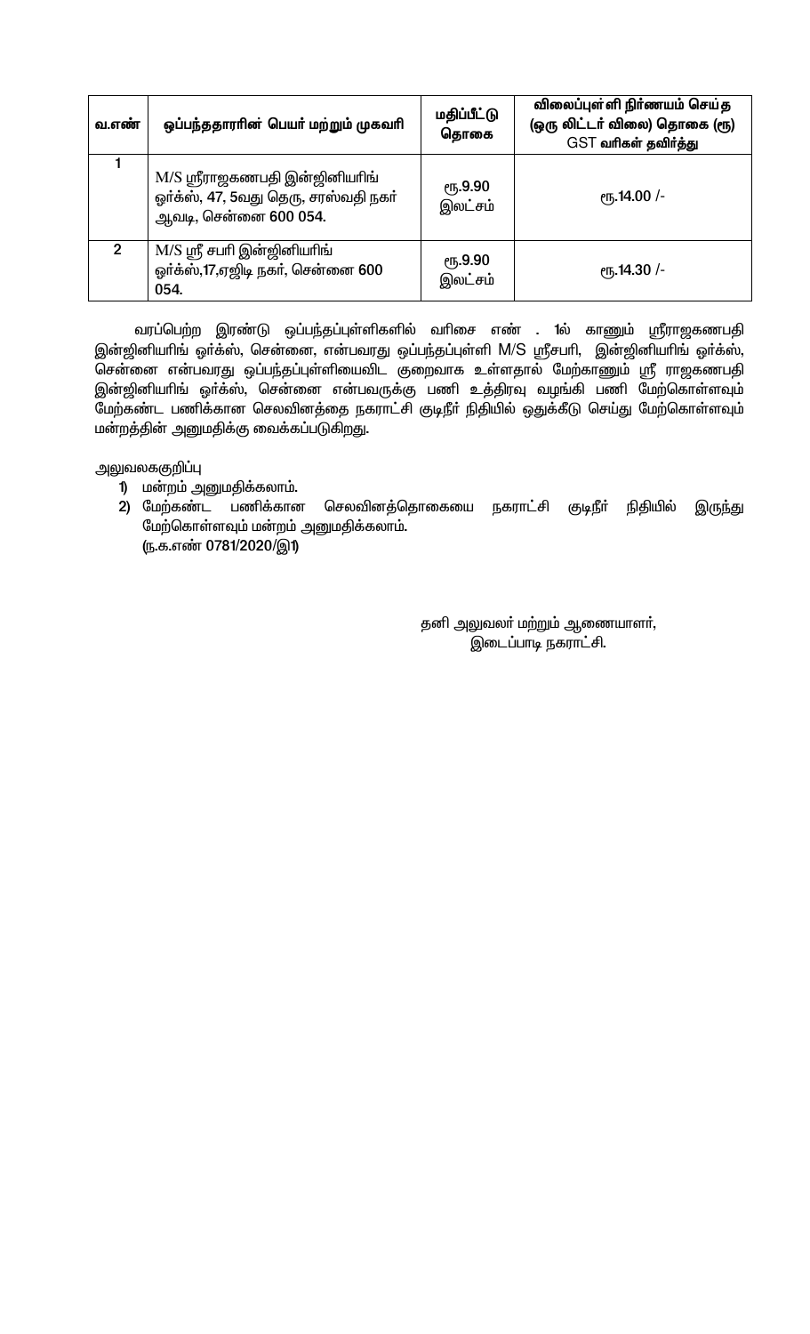| வ.எண் | ஒப்பந்ததாரரின் பெயர் மற்றும் முகவரி | மதிப்பீட்டு தொகை | விலைப்புள்ளி நிர்ணயம் செய்த (ஒரு லிட்டர் விலை) தொகை (ரூ) GST வரிகள் தவிர்த்து |
|---|---|---|---|
| 1 | M/S ஸ்ரீராஜகணபதி இன்ஜினியரிங் ஒர்க்ஸ், 47, 5வது தெரு, சரஸ்வதி நகர் ஆவடி, சென்னை 600 054. | ரூ.9.90 இலட்சம் | ரூ.14.00 /- |
| 2 | M/S ஸ்ரீ சபரி இன்ஜினியரிங் ஒர்க்ஸ்,17,ஏஜிடி நகர், சென்னை 600 054. | ரூ.9.90 இலட்சம் | ரூ.14.30 /- |

வரப்பெற்ற இரண்டு ஒப்பந்தப்புள்ளிகளில் வரிசை எண் . 1ல் காணும் ஸ்ரீராஜகணபதி இன்ஜினியரிங் ஒர்க்ஸ், சென்னை, என்பவரது ஒப்பந்தப்புள்ளி M/S ஸ்ரீசபரி, இன்ஜினியரிங் ஒர்க்ஸ், சென்னை என்பவரது ஒப்பந்தப்புள்ளியைவிட குறைவாக உள்ளதால் மேற்காணும் ஸ்ரீ ராஜகணபதி இன்ஜினியரிங் ஒர்க்ஸ், சென்னை என்பவருக்கு பணி உத்திரவு வழங்கி பணி மேற்கொள்ளவும் மேற்கண்ட பணிக்கான செலவினத்தை நகராட்சி குடிநீர் நிதியில் ஒதுக்கீடு செய்து மேற்கொள்ளவும் மன்றத்தின் அனுமதிக்கு வைக்கப்படுகிறது.

அலுவலககுறிப்பு

1) மன்றம் அனுமதிக்கலாம்.
2) மேற்கண்ட பணிக்கான செலவினத்தொகையை நகராட்சி குடிநீர் நிதியில் இருந்து மேற்கொள்ளவும் மன்றம் அனுமதிக்கலாம்.
   (ந.க.எண் 0781/2020/இ1)

தனி அலுவலர் மற்றும் ஆணையாளர்,
இடைப்பாடி நகராட்சி.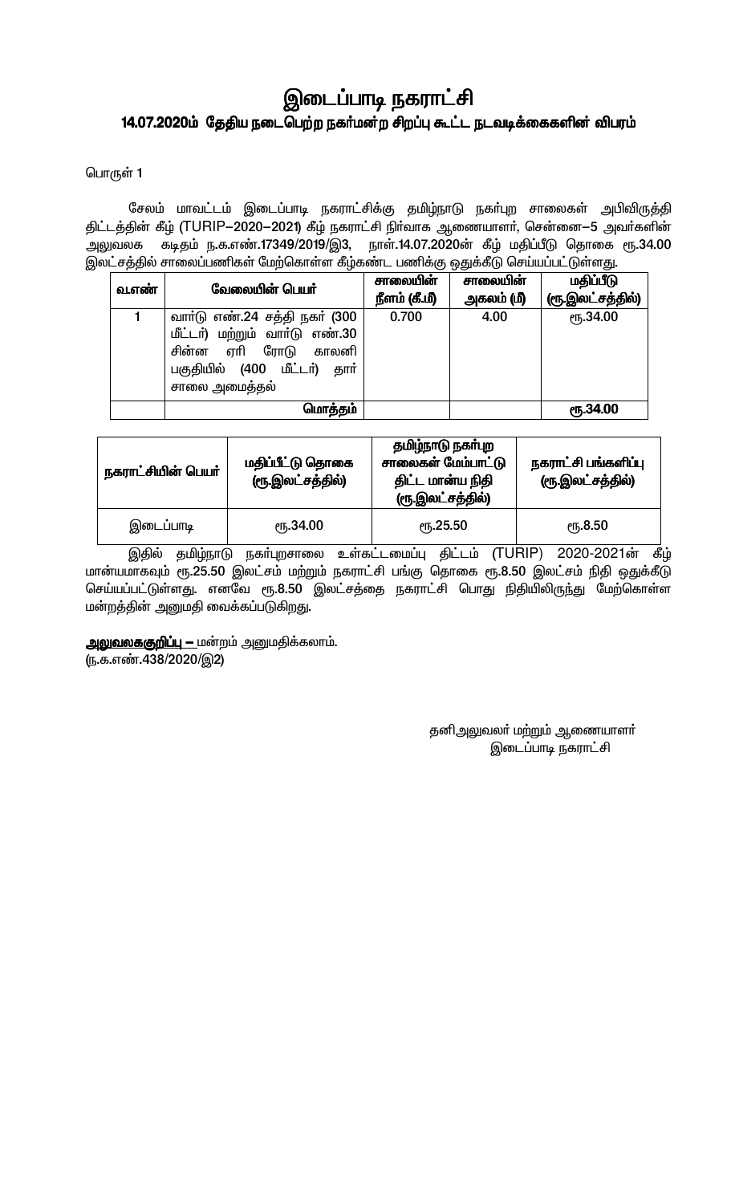# இடைப்பாடி நகராட்சி

## 14.07.2020ம் தேதிய நடைபெற்ற நகர்மன்ற சிறப்பு கூட்ட நடவடிக்கைகளின் விபரம்

பொருள் 1

சேலம் மாவட்டம் இடைப்பாடி நகராட்சிக்கு தமிழ்நாடு நகர்புற சாலைகள் அபிவிருத்தி திட்டத்தின் கீழ் (TURIP–2020–2021) கீழ் நகராட்சி நிர்வாக ஆணையாளர், சென்னை–5 அவர்களின் அலுவலக கடிதம் ந.க.எண்.17349/2019/இ3, நாள்.14.07.2020ன் கீழ் மதிப்பீடு தொகை ரூ.34.00 இலட்சத்தில் சாலைப்பணிகள் மேற்கொள்ள கீழ்கண்ட பணிக்கு ஒதுக்கீடு செய்யப்பட்டுள்ளது.

| வ.எண் | வேலையின் பெயர் | சாலையின் நீளம் (கீ.மீ) | சாலையின் அகலம் (மீ) | மதிப்பீடு (ரூ.இலட்சத்தில்) |
|---|---|---|---|---|
| 1 | வார்டு எண்.24 சத்தி நகர் (300 மீட்டர்) மற்றும் வார்டு எண்.30 சின்ன ஏரி ரோடு காலனி பகுதியில் (400 மீட்டர்) தார் சாலை அமைத்தல் | 0.700 | 4.00 | ரூ.34.00 |
| | மொத்தம் | | | ரூ.34.00 |

| நகராட்சியின் பெயர் | மதிப்பீட்டு தொகை (ரூ.இலட்சத்தில்) | தமிழ்நாடு நகர்புற சாலைகள் மேம்பாட்டு திட்ட மான்ய நிதி (ரூ.இலட்சத்தில்) | நகராட்சி பங்களிப்பு (ரூ.இலட்சத்தில்) |
|---|---|---|---|
| இடைப்பாடி | ரூ.34.00 | ரூ.25.50 | ரூ.8.50 |

இதில் தமிழ்நாடு நகர்புறசாலை உள்கட்டமைப்பு திட்டம் (TURIP) 2020-2021ன் கீழ் மான்யமாகவும் ரூ.25.50 இலட்சம் மற்றும் நகராட்சி பங்கு தொகை ரூ.8.50 இலட்சம் நிதி ஒதுக்கீடு செய்யப்பட்டுள்ளது. எனவே ரூ.8.50 இலட்சத்தை நகராட்சி பொது நிதியிலிருந்து மேற்கொள்ள மன்றத்தின் அனுமதி வைக்கப்படுகிறது.

**<u>அலுவலககுறிப்பு –</u>** மன்றம் அனுமதிக்கலாம்.
(ந.க.எண்.438/2020/இ2)

தனிஅலுவலர் மற்றும் ஆணையாளர்
இடைப்பாடி நகராட்சி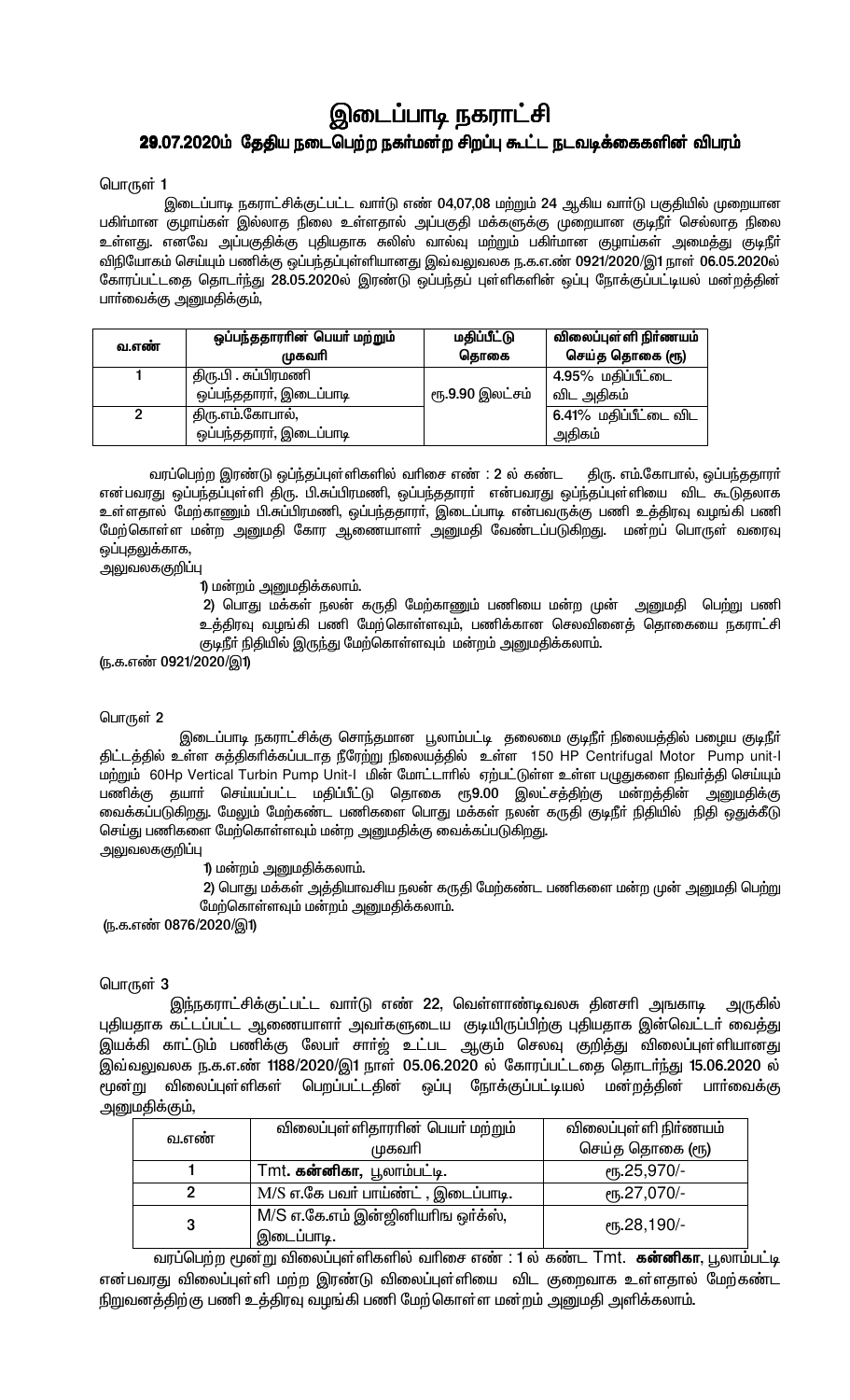# இடைப்பாடி நகராட்சி

## 29.07.2020ம் தேதிய நடைபெற்ற நகர்மன்ற சிறப்பு கூட்ட நடவடிக்கைகளின் விபரம்

பொருள் 1

இடைப்பாடி நகராட்சிக்குட்பட்ட வார்டு எண் 04,07,08 மற்றும் 24 ஆகிய வார்டு பகுதியில் முறையான பகிர்மான குழாய்கள் இல்லாத நிலை உள்ளதால் அப்பகுதி மக்களுக்கு முறையான குடிநீர் செல்லாத நிலை உள்ளது. எனவே அப்பகுதிக்கு புதியதாக சுலிஸ் வால்வு மற்றும் பகிர்மான குழாய்கள் அமைத்து குடிநீர் விநியோகம் செய்யும் பணிக்கு ஒப்பந்தப்புள்ளியானது இவ்வலுவலக ந.க.எண் 0921/2020/இ1 நாள் 06.05.2020ல் கோரப்பட்டதை தொடர்ந்து 28.05.2020ல் இரண்டு ஒப்பந்தப் புள்ளிகளின் ஒப்பு நோக்குப்பட்டியல் மன்றத்தின் பார்வைக்கு அனுமதிக்கும்,

| வ.எண் | ஒப்பந்ததாரரின் பெயர் மற்றும் முகவரி | மதிப்பீட்டு தொகை | விலைப்புள்ளி நிர்ணயம் செய்த தொகை (ரூ) |
|---|---|---|---|
| 1 | திரு.பி . சுப்பிரமணி<br>ஒப்பந்ததாரர், இடைப்பாடி | ரூ.9.90 இலட்சம் | 4.95% மதிப்பீட்டை விட அதிகம் |
| 2 | திரு.எம்.கோபால்,<br>ஒப்பந்ததாரர், இடைப்பாடி | | 6.41% மதிப்பீட்டை விட அதிகம் |

வரப்பெற்ற இரண்டு ஒப்பந்தப்புள்ளிகளில் வரிசை எண் : 2 ல் கண்ட திரு. எம்.கோபால், ஒப்பந்ததாரர் என்பவரது ஒப்பந்தப்புள்ளி திரு. பி.சுப்பிரமணி, ஒப்பந்ததாரர் என்பவரது ஒப்ந்தப்புள்ளியை விட கூடுதலாக உள்ளதால் மேற்காணும் பி.சுப்பிரமணி, ஒப்பந்ததாரர், இடைப்பாடி என்பவருக்கு பணி உத்திரவு வழங்கி பணி மேற்கொள்ள மன்ற அனுமதி கோர ஆணையாளர் அனுமதி வேண்டப்படுகிறது. மன்றப் பொருள் வரைவு ஒப்புதலுக்காக,

அலுவலககுறிப்பு

1) மன்றம் அனுமதிக்கலாம்.

2) பொது மக்கள் நலன் கருதி மேற்காணும் பணியை மன்ற முன் அனுமதி பெற்று பணி உத்திரவு வழங்கி பணி மேற்கொள்ளவும், பணிக்கான செலவினைத் தொகையை நகராட்சி குடிநீர் நிதியில் இருந்து மேற்கொள்ளவும் மன்றம் அனுமதிக்கலாம்.

(ந.க.எண் 0921/2020/இ1)

பொருள் 2

இடைப்பாடி நகராட்சிக்கு சொந்தமான பூலாம்பட்டி தலைமை குடிநீர் நிலையத்தில் பழைய குடிநீர் திட்டத்தில் உள்ள சுத்திகரிக்கப்படாத நீரேற்று நிலையத்தில் உள்ள 150 HP Centrifugal Motor Pump unit-I மற்றும் 60Hp Vertical Turbin Pump Unit-I மின் மோட்டாரில் ஏற்பட்டுள்ள உள்ள பழுதுகளை நிவர்த்தி செய்யும் பணிக்கு தயார் செய்யப்பட்ட மதிப்பீட்டு தொகை ரூ9.00 இலட்சத்திற்கு மன்றத்தின் அனுமதிக்கு வைக்கப்படுகிறது. மேலும் மேற்கண்ட பணிகளை பொது மக்கள் நலன் கருதி குடிநீர் நிதியில் நிதி ஒதுக்கீடு செய்து பணிகளை மேற்கொள்ளவும் மன்ற அனுமதிக்கு வைக்கப்படுகிறது.

அலுவலககுறிப்பு

1) மன்றம் அனுமதிக்கலாம்.

2) பொது மக்கள் அத்தியாவசிய நலன் கருதி மேற்கண்ட பணிகளை மன்ற முன் அனுமதி பெற்று மேற்கொள்ளவும் மன்றம் அனுமதிக்கலாம்.

(ந.க.எண் 0876/2020/இ1)

பொருள் 3

இந்நகராட்சிக்குட்பட்ட வார்டு எண் 22, வெள்ளாண்டிவலசு தினசரி அங்காடி அருகில் புதியதாக கட்டப்பட்ட ஆணையாளர் அவர்களுடைய குடியிருப்பிற்கு புதியதாக இன்வெட்டர் வைத்து இயக்கி காட்டும் பணிக்கு லேபர் சார்ஜ் உட்பட ஆகும் செலவு குறித்து விலைப்புள்ளியானது இவ்வலுவலக ந.க.எண் 1188/2020/இ1 நாள் 05.06.2020 ல் கோரப்பட்டதை தொடர்ந்து 15.06.2020 ல் மூன்று விலைப்புள்ளிகள் பெறப்பட்டதின் ஒப்பு நோக்குப்பட்டியல் மன்றத்தின் பார்வைக்கு அனுமதிக்கும்,

| வ.எண் | விலைப்புள்ளிதாரரின் பெயர் மற்றும் முகவரி | விலைப்புள்ளி நிர்ணயம் செய்த தொகை (ரூ) |
|---|---|---|
| 1 | Tmt. **கன்னிகா,** பூலாம்பட்டி. | ரூ.25,970/- |
| 2 | M/S எ.கே பவர் பாய்ண்ட் , இடைப்பாடி. | ரூ.27,070/- |
| 3 | M/S எ.கே.எம் இன்ஜினியரிங ஒர்க்ஸ், இடைப்பாடி. | ரூ.28,190/- |

வரப்பெற்ற மூன்று விலைப்புள்ளிகளில் வரிசை எண் : 1 ல் கண்ட Tmt. **கன்னிகா,** பூலாம்பட்டி என்பவரது விலைப்புள்ளி மற்ற இரண்டு விலைப்புள்ளியை விட குறைவாக உள்ளதால் மேற்கண்ட நிறுவனத்திற்கு பணி உத்திரவு வழங்கி பணி மேற்கொள்ள மன்றம் அனுமதி அளிக்கலாம்.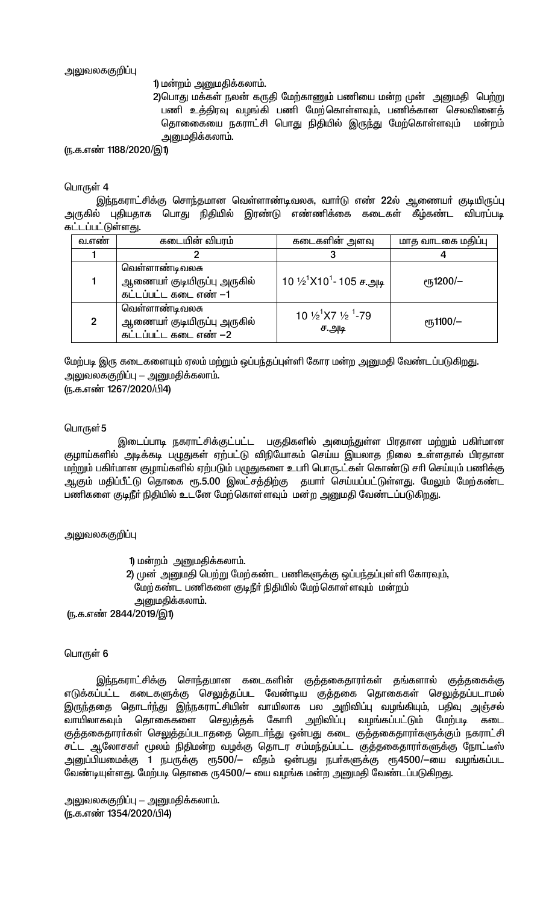அலுவலககுறிப்பு

1) மன்றம் அனுமதிக்கலாம்.
2) பொது மக்கள் நலன் கருதி மேற்காணும் பணியை மன்ற முன் அனுமதி பெற்று பணி உத்திரவு வழங்கி பணி மேற்கொள்ளவும், பணிக்கான செலவினைத் தொகையை நகராட்சி பொது நிதியில் இருந்து மேற்கொள்ளவும் மன்றம் அனுமதிக்கலாம்.

(ந.க.எண் 1188/2020/இ1)

பொருள் 4

இந்நகராட்சிக்கு சொந்தமான வெள்ளாண்டிவலசு, வார்டு எண் 22ல் ஆணையர் குடியிருப்பு அருகில் புதியதாக பொது நிதியில் இரண்டு எண்ணிக்கை கடைகள் கீழ்கண்ட விபரப்படி கட்டப்பட்டுள்ளது.

| வ.எண் | கடையின் விபரம் | கடைகளின் அளவு | மாத வாடகை மதிப்பு |
|---|---|---|---|
| 1 | 2 | 3 | 4 |
| 1 | வெள்ளாண்டிவலசு ஆணையர் குடியிருப்பு அருகில் கட்டப்பட்ட கடை எண் –1 | 10 ½'X10'- 105 ச.அடி | ரூ1200/– |
| 2 | வெள்ளாண்டிவலசு ஆணையர் குடியிருப்பு அருகில் கட்டப்பட்ட கடை எண் –2 | 10 ½'X7 ½ '-79 ச.அடி | ரூ1100/– |

மேற்படி இரு கடைகளையும் ஏலம் மற்றும் ஒப்பந்தப்புள்ளி கோர மன்ற அனுமதி வேண்டப்படுகிறது.
அலுவலககுறிப்பு – அனுமதிக்கலாம்.
(ந.க.எண் 1267/2020/பி4)

பொருள் 5

இடைப்பாடி நகராட்சிக்குட்பட்ட பகுதிகளில் அமைந்துள்ள பிரதான மற்றும் பகிர்மான குழாய்களில் அடிக்கடி பழுதுகள் ஏற்பட்டு விநியோகம் செய்ய இயலாத நிலை உள்ளதால் பிரதான மற்றும் பகிர்மான குழாய்களில் ஏற்படும் பழுதுகளை உபரி பொருட்கள் கொண்டு சரி செய்யும் பணிக்கு ஆகும் மதிப்பீட்டு தொகை ரூ.5.00 இலட்சத்திற்கு தயார் செய்யப்பட்டுள்ளது. மேலும் மேற்கண்ட பணிகளை குடிநீர் நிதியில் உடனே மேற்கொள்ளவும் மன்ற அனுமதி வேண்டப்படுகிறது.

அலுவலககுறிப்பு

1) மன்றம் அனுமதிக்கலாம்.
2) முன் அனுமதி பெற்று மேற்கண்ட பணிகளுக்கு ஒப்பந்தப்புள்ளி கோரவும், மேற்கண்ட பணிகளை குடிநீர் நிதியில் மேற்கொள்ளவும் மன்றம் அனுமதிக்கலாம்.

(ந.க.எண் 2844/2019/இ1)

பொருள் 6

இந்நகராட்சிக்கு சொந்தமான கடைகளின் குத்தகைதாரர்கள் தங்களால் குத்தகைக்கு எடுக்கப்பட்ட கடைகளுக்கு செலுத்தப்பட வேண்டிய குத்தகை தொகைகள் செலுத்தப்படாமல் இருந்ததை தொடர்ந்து இந்நகராட்சியின் வாயிலாக பல அறிவிப்பு வழங்கியும், பதிவு அஞ்சல் வாயிலாகவும் தொகைகளை செலுத்தக் கோரி அறிவிப்பு வழங்கப்பட்டும் மேற்படி கடை குத்தகைதாரர்கள் செலுத்தப்படாததை தொடர்ந்து ஒன்பது கடை குத்தகைதாரர்களுக்கும் நகராட்சி சட்ட ஆலோசகர் மூலம் நீதிமன்ற வழக்கு தொடர சம்மந்தப்பட்ட குத்தகைதாரர்களுக்கு நோட்டீஸ் அனுப்பியமைக்கு 1 நபருக்கு ரூ500/– வீதம் ஒன்பது நபர்களுக்கு ரூ4500/–யை வழங்கப்பட வேண்டியுள்ளது. மேற்படி தொகை ரூ4500/– யை வழங்க மன்ற அனுமதி வேண்டப்படுகிறது.

அலுவலககுறிப்பு – அனுமதிக்கலாம்.
(ந.க.எண் 1354/2020/பி4)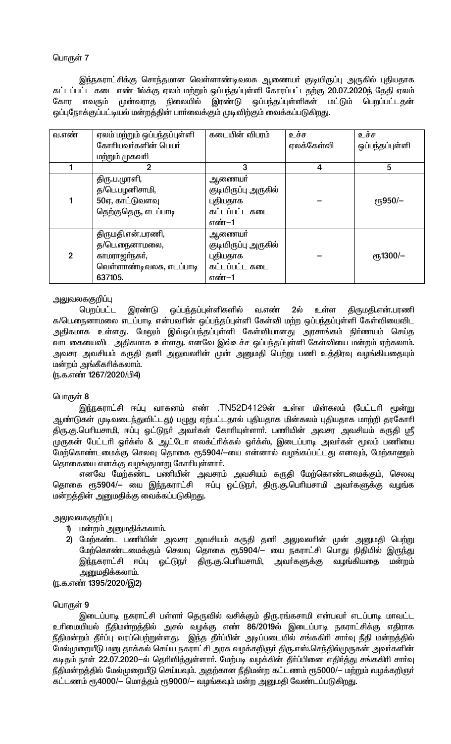பொருள் 7

இந்நகராட்சிக்கு சொந்தமான வெள்ளாண்டிவலசு ஆணையர் குடியிருப்பு அருகில் புதியதாக கட்டப்பட்ட கடை எண் 1க்கு ஏலம் மற்றும் ஒப்பந்தப்புள்ளி கோரப்பட்டதற்கு 20.07.2020ந் தேதி ஏலம் கோர எவரும் முன்வராத நிலையில் இரண்டு ஒப்பந்தப்புள்ளிகள் மட்டும் பெறப்பட்டதன் ஒப்புநோக்குப்பட்டியல் மன்றத்தின் பார்வைக்கும் முடிவிற்கும் வைக்கப்படுகிறது.

| வ.எண் | ஏலம் மற்றும் ஒப்பந்தப்புள்ளி கோரியவர்களின் பெயர் மற்றும் முகவரி | கடையின் விபரம் | உச்ச ஏலக்கேள்வி | உச்ச ஒப்பந்தப்புள்ளி |
|---|---|---|---|---|
| 1 | 2 | 3 | 4 | 5 |
| 1 | திரு.ப.முரளி, த/பெ.பழனிசாமி, 50ஏ, காட்டுவளவு தெற்குதெரு, எடப்பாடி | ஆணையர் குடியிருப்பு அருகில் புதியதாக கட்டப்பட்ட கடை எண்–1 | – | ரூ950/– |
| 2 | திருமதி.என்.பரணி, த/பெ.நைனாமலை, காமராஜர்நகர், வெள்ளாண்டிவலசு, எடப்பாடி 637105. | ஆணையர் குடியிருப்பு அருகில் புதியதாக கட்டப்பட்ட கடை எண்–1 | – | ரூ1300/– |

அலுவலககுறிப்பு

பெறப்பட்ட இரண்டு ஒப்பந்தப்புள்ளிகளில் வ.எண் 2ல் உள்ள திருமதி.என்.பரணி க/பெ.நைனாமலை எடப்பாடி என்பவரின் ஒப்பந்தப்புள்ளி கேள்வி மற்ற ஒப்பந்தப்புள்ளி கேள்வியைவிட அதிகமாக உள்ளது. மேலும் இவ்ஒப்பந்தப்புள்ளி கேள்வியானது அரசாங்கம் நிர்ணயம் செய்த வாடகையைவிட அதிகமாக உள்ளது. எனவே இவ்உச்ச ஒப்பந்தப்புள்ளி கேள்வியை மன்றம் ஏற்கலாம். அவசர அவசியம் கருதி தனி அலுவலரின் முன் அனுமதி பெற்று பணி உத்திரவு வழங்கியதையும் மன்றம் அங்கீகரிக்கலாம்.
(ந.க.எண் 1267/2020/பி4)

பொருள் 8

இந்நகராட்சி ஈப்பு வாகனம் எண் .TN52D4129ன் உள்ள மின்கலம் (பேட்டரி மூன்று ஆண்டுகள் முடிவடைந்துவிட்டது) பழுது ஏற்பட்டதால் புதியதாக மின்கலம் புதியதாக மாற்றி தரகோரி திரு.கு.பெரியசாமி, ஈப்பு ஓட்டுநர் அவர்கள் கோரியுள்ளார். பணியின் அவசர அவசியம் கருதி ஸ்ரீ முருகன் பேட்டரி ஓர்க்ஸ் & ஆட்டோ எலக்ட்ரிக்கல் ஓர்க்ஸ், இடைப்பாடி அவர்கள் மூலம் பணியை மேற்கொண்டமைக்கு செலவு தொகை ரூ5904/–யை என்னால் வழங்கப்பட்டது எனவும், மேற்காணும் தொகையை எனக்கு வழங்குமாறு கோரியுள்ளார்.

எனவே மேற்கண்ட பணியின் அவசரம் அவசியம் கருதி மேற்கொண்டமைக்கும், செலவு தொகை ரூ5904/– யை இந்நகராட்சி ஈப்பு ஓட்டுநர், திரு.கு.பெரியசாமி அவர்களுக்கு வழங்க மன்றத்தின் அனுமதிக்கு வைக்கப்படுகிறது.

அலுவலககுறிப்பு

1) மன்றம் அனுமதிக்கலாம்.
2) மேற்கண்ட பணியின் அவசர அவசியம் கருதி தனி அலுவலரின் முன் அனுமதி பெற்று மேற்கொண்டமைக்கும் செலவு தொகை ரூ5904/– யை நகராட்சி பொது நிதியில் இருந்து இந்நகராட்சி ஈப்பு ஓட்டுநர் திரு.கு.பெரியசாமி, அவர்களுக்கு வழங்கியதை மன்றம் அனுமதிக்கலாம்.

(ந.க.எண் 1395/2020/இ2)

பொருள் 9

இடைப்பாடி நகராட்சி பள்ளர் தெருவில் வசிக்கும் திரு.ரங்கசாமி என்பவர் எடப்பாடி மாவட்ட உரிமையியல் நீதிமன்றத்தில் அசல் வழக்கு எண் 86/2019ல் இடைப்பாடி நகராட்சிக்கு எதிராக நீதிமன்றம் தீர்ப்பு வரப்பெற்றுள்ளது. இந்த தீர்ப்பின் அடிப்படையில் சங்ககிரி சார்பு நீதி மன்றத்தில் மேல்முறையீடு மனு தாக்கல் செய்ய நகராட்சி அரசு வழக்கறிஞர் திரு.எஸ்.செந்தில்முருகன் அவர்களின் கடிதம் நாள் 22.07.2020–ல் தெரிவித்துள்ளார். மேற்படி வழக்கின் தீர்ப்பினை எதிர்த்து சங்ககிரி சார்பு நீதிமன்றத்தில் மேல்முறையீடு செய்யவும். அதற்கான நீதிமன்ற கட்டணம் ரூ5000/– மற்றும் வழக்கறிஞர் கட்டணம் ரூ4000/– மொத்தம் ரூ9000/– வழங்கவும் மன்ற அனுமதி வேண்டப்படுகிறது.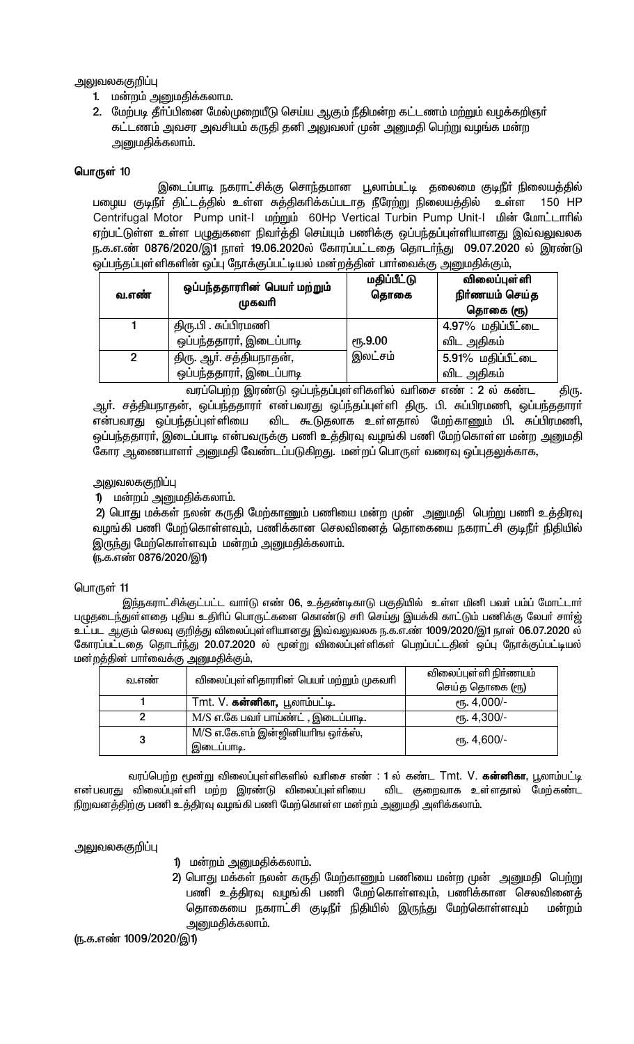அலுவலககுறிப்பு

1. மன்றம் அனுமதிக்கலாம்.
2. மேற்படி தீர்ப்பினை மேல்முறையீடு செய்ய ஆகும் நீதிமன்ற கட்டணம் மற்றும் வழக்கறிஞர் கட்டணம் அவசர அவசியம் கருதி தனி அலுவலர் முன் அனுமதி பெற்று வழங்க மன்ற அனுமதிக்கலாம்.

**பொருள் 10**

இடைப்பாடி நகராட்சிக்கு சொந்தமான பூலாம்பட்டி தலைமை குடிநீர் நிலையத்தில் பழைய குடிநீர் திட்டத்தில் உள்ள சுத்திகரிக்கப்படாத நீரேற்று நிலையத்தில் உள்ள 150 HP Centrifugal Motor Pump unit-I மற்றும் 60Hp Vertical Turbin Pump Unit-I மின் மோட்டாரில் ஏற்பட்டுள்ள உள்ள பழுதுகளை நிவர்த்தி செய்யும் பணிக்கு ஒப்பந்தப்புள்ளியானது இவ்வலுவலக ந.க.எண் 0876/2020/இ1 நாள் 19.06.2020ல் கோரப்பட்டதை தொடர்ந்து 09.07.2020 ல் இரண்டு ஒப்பந்தப்புள்ளிகளின் ஒப்பு நோக்குப்பட்டியல் மன்றத்தின் பார்வைக்கு அனுமதிக்கும்,

| வ.எண் | ஒப்பந்ததாரரின் பெயர் மற்றும் முகவரி | மதிப்பீட்டு தொகை | விலைப்புள்ளி நிர்ணயம் செய்த தொகை (ரூ) |
|---|---|---|---|
| 1 | திரு.பி . சுப்பிரமணி<br>ஒப்பந்ததாரர், இடைப்பாடி | ரூ.9.00 இலட்சம் | 4.97% மதிப்பீட்டை விட அதிகம் |
| 2 | திரு. ஆர். சத்தியநாதன்,<br>ஒப்பந்ததாரர், இடைப்பாடி | | 5.91% மதிப்பீட்டை விட அதிகம் |

வரப்பெற்ற இரண்டு ஒப்பந்தப்புள்ளிகளில் வரிசை எண் : 2 ல் கண்ட திரு. ஆர். சத்தியநாதன், ஒப்பந்ததாரர் என்பவரது ஒப்பந்தப்புள்ளி திரு. பி. சுப்பிரமணி, ஒப்பந்ததாரர் என்பவரது ஒப்பந்தப்புள்ளியை விட கூடுதலாக உள்ளதால் மேற்காணும் பி. சுப்பிரமணி, ஒப்பந்ததாரர், இடைப்பாடி என்பவருக்கு பணி உத்திரவு வழங்கி பணி மேற்கொள்ள மன்ற அனுமதி கோர ஆணையாளர் அனுமதி வேண்டப்படுகிறது. மன்றப் பொருள் வரைவு ஒப்புதலுக்காக,

அலுவலககுறிப்பு

1) மன்றம் அனுமதிக்கலாம்.

2) பொது மக்கள் நலன் கருதி மேற்காணும் பணியை மன்ற முன் அனுமதி பெற்று பணி உத்திரவு வழங்கி பணி மேற்கொள்ளவும், பணிக்கான செலவினைத் தொகையை நகராட்சி குடிநீர் நிதியில் இருந்து மேற்கொள்ளவும் மன்றம் அனுமதிக்கலாம்.

(ந.க.எண் 0876/2020/இ1)

பொருள் 11

இந்நகராட்சிக்குட்பட்ட வார்டு எண் 06, உத்தண்டிகாடு பகுதியில் உள்ள மினி பவர் பம்ப் மோட்டார் பழுதடைந்துள்ளதை புதிய உதிரிப் பொருட்களை கொண்டு சரி செய்து இயக்கி காட்டும் பணிக்கு லேபர் சார்ஜ் உட்பட ஆகும் செலவு குறித்து விலைப்புள்ளியானது இவ்வலுவலக ந.க.எண் 1009/2020/இ1 நாள் 06.07.2020 ல் கோரப்பட்டதை தொடர்ந்து 20.07.2020 ல் மூன்று விலைப்புள்ளிகள் பெறப்பட்டதின் ஒப்பு நோக்குப்பட்டியல் மன்றத்தின் பார்வைக்கு அனுமதிக்கும்,

| வ.எண் | விலைப்புள்ளிதாரரின் பெயர் மற்றும் முகவரி | விலைப்புள்ளி நிர்ணயம் செய்த தொகை (ரூ) |
|---|---|---|
| 1 | Tmt. V. **கன்னிகா,** பூலாம்பட்டி. | ரூ. 4,000/- |
| 2 | M/S எ.கே பவர் பாய்ண்ட் , இடைப்பாடி. | ரூ. 4,300/- |
| 3 | M/S எ.கே.எம் இன்ஜினியரிங ஒர்க்ஸ், இடைப்பாடி. | ரூ. 4,600/- |

வரப்பெற்ற மூன்று விலைப்புள்ளிகளில் வரிசை எண் : 1 ல் கண்ட Tmt. V. **கன்னிகா,** பூலாம்பட்டி என்பவரது விலைப்புள்ளி மற்ற இரண்டு விலைப்புள்ளியை விட குறைவாக உள்ளதால் மேற்கண்ட நிறுவனத்திற்கு பணி உத்திரவு வழங்கி பணி மேற்கொள்ள மன்றம் அனுமதி அளிக்கலாம்.

அலுவலககுறிப்பு

1) மன்றம் அனுமதிக்கலாம்.
2) பொது மக்கள் நலன் கருதி மேற்காணும் பணியை மன்ற முன் அனுமதி பெற்று பணி உத்திரவு வழங்கி பணி மேற்கொள்ளவும், பணிக்கான செலவினைத் தொகையை நகராட்சி குடிநீர் நிதியில் இருந்து மேற்கொள்ளவும் மன்றம் அனுமதிக்கலாம்.

(ந.க.எண் 1009/2020/இ1)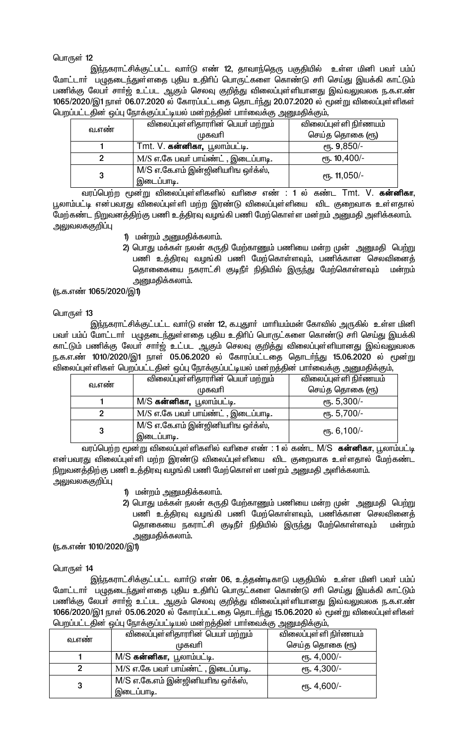பொருள் 12

இந்நகராட்சிக்குட்பட்ட வார்டு எண் 12, தாவாந்தெரு பகுதியில் உள்ள மினி பவர் பம்ப் மோட்டார் பழுதடைந்துள்ளதை புதிய உதிரிப் பொருட்களை கொண்டு சரி செய்து இயக்கி காட்டும் பணிக்கு லேபர் சார்ஜ் உட்பட ஆகும் செலவு குறித்து விலைப்புள்ளியானது இவ்வலுவலக ந.க.எ.எண் 1065/2020/இ1 நாள் 06.07.2020 ல் கோரப்பட்டதை தொடர்ந்து 20.07.2020 ல் மூன்று விலைப்புள்ளிகள் பெறப்பட்டதின் ஒப்பு நோக்குப்பட்டியல் மன்றத்தின் பார்வைக்கு அனுமதிக்கும்,

| வ.எண் | விலைப்புள்ளிதாரரின் பெயர் மற்றும் முகவரி | விலைப்புள்ளி நிர்ணயம் செய்த தொகை (ரூ) |
|---|---|---|
| 1 | Tmt. V. **கன்னிகா,** பூலாம்பட்டி. | ரூ. 9,850/- |
| 2 | M/S எ.கே பவர் பாய்ண்ட் , இடைப்பாடி. | ரூ. 10,400/- |
| 3 | M/S எ.கே.எம் இன்ஜினியரிங ஒர்க்ஸ், இடைப்பாடி. | ரூ. 11,050/- |

வரப்பெற்ற மூன்று விலைப்புள்ளிகளில் வரிசை எண் : 1 ல் கண்ட Tmt. V. **கன்னிகா**, பூலாம்பட்டி என்பவரது விலைப்புள்ளி மற்ற இரண்டு விலைப்புள்ளியை விட குறைவாக உள்ளதால் மேற்கண்ட நிறுவனத்திற்கு பணி உத்திரவு வழங்கி பணி மேற்கொள்ள மன்றம் அனுமதி அளிக்கலாம்.

அலுவலகக்குறிப்பு

1) மன்றம் அனுமதிக்கலாம்.
2) பொது மக்கள் நலன் கருதி மேற்காணும் பணியை மன்ற முன் அனுமதி பெற்று பணி உத்திரவு வழங்கி பணி மேற்கொள்ளவும், பணிக்கான செலவினைத் தொகையை நகராட்சி குடிநீர் நிதியில் இருந்து மேற்கொள்ளவும் மன்றம் அனுமதிக்கலாம்.

(ந.க.எண் 1065/2020/இ1)

பொருள் 13

இந்நகராட்சிக்குட்பட்ட வார்டு எண் 12, க.புதூர் மாரியம்மன் கோவில் அருகில் உள்ள மினி பவர் பம்ப் மோட்டார் பழுதடைந்துள்ளதை புதிய உதிரிப் பொருட்களை கொண்டு சரி செய்து இயக்கி காட்டும் பணிக்கு லேபர் சார்ஜ் உட்பட ஆகும் செலவு குறித்து விலைப்புள்ளியானது இவ்வலுவலக ந.க.எ.எண் 1010/2020/இ1 நாள் 05.06.2020 ல் கோரப்பட்டதை தொடர்ந்து 15.06.2020 ல் மூன்று விலைப்புள்ளிகள் பெறப்பட்டதின் ஒப்பு நோக்குப்பட்டியல் மன்றத்தின் பார்வைக்கு அனுமதிக்கும்,

| வ.எண் | விலைப்புள்ளிதாரரின் பெயர் மற்றும் முகவரி | விலைப்புள்ளி நிர்ணயம் செய்த தொகை (ரூ) |
|---|---|---|
| 1 | M/S **கன்னிகா,** பூலாம்பட்டி. | ரூ. 5,300/- |
| 2 | M/S எ.கே பவர் பாய்ண்ட் , இடைப்பாடி. | ரூ. 5,700/- |
| 3 | M/S எ.கே.எம் இன்ஜினியரிங ஒர்க்ஸ், இடைப்பாடி. | ரூ. 6,100/- |

வரப்பெற்ற மூன்று விலைப்புள்ளிகளில் வரிசை எண் : 1 ல் கண்ட M/S **கன்னிகா**, பூலாம்பட்டி என்பவரது விலைப்புள்ளி மற்ற இரண்டு விலைப்புள்ளியை விட குறைவாக உள்ளதால் மேற்கண்ட நிறுவனத்திற்கு பணி உத்திரவு வழங்கி பணி மேற்கொள்ள மன்றம் அனுமதி அளிக்கலாம்.

அலுவலகக்குறிப்பு

1) மன்றம் அனுமதிக்கலாம்.
2) பொது மக்கள் நலன் கருதி மேற்காணும் பணியை மன்ற முன் அனுமதி பெற்று பணி உத்திரவு வழங்கி பணி மேற்கொள்ளவும், பணிக்கான செலவினைத் தொகையை நகராட்சி குடிநீர் நிதியில் இருந்து மேற்கொள்ளவும் மன்றம் அனுமதிக்கலாம்.

(ந.க.எண் 1010/2020/இ1)

பொருள் 14

இந்நகராட்சிக்குட்பட்ட வார்டு எண் 06, உத்தண்டிகாடு பகுதியில் உள்ள மினி பவர் பம்ப் மோட்டார் பழுதடைந்துள்ளதை புதிய உதிரிப் பொருட்களை கொண்டு சரி செய்து இயக்கி காட்டும் பணிக்கு லேபர் சார்ஜ் உட்பட ஆகும் செலவு குறித்து விலைப்புள்ளியானது இவ்வலுவலக ந.க.எ.எண் 1066/2020/இ1 நாள் 05.06.2020 ல் கோரப்பட்டதை தொடர்ந்து 15.06.2020 ல் மூன்று விலைப்புள்ளிகள் பெறப்பட்டதின் ஒப்பு நோக்குப்பட்டியல் மன்றத்தின் பார்வைக்கு அனுமதிக்கும்,

| வ.எண் | விலைப்புள்ளிதாரரின் பெயர் மற்றும் முகவரி | விலைப்புள்ளி நிர்ணயம் செய்த தொகை (ரூ) |
|---|---|---|
| 1 | M/S **கன்னிகா,** பூலாம்பட்டி. | ரூ. 4,000/- |
| 2 | M/S எ.கே பவர் பாய்ண்ட் , இடைப்பாடி. | ரூ. 4,300/- |
| 3 | M/S எ.கே.எம் இன்ஜினியரிங ஒர்க்ஸ், இடைப்பாடி. | ரூ. 4,600/- |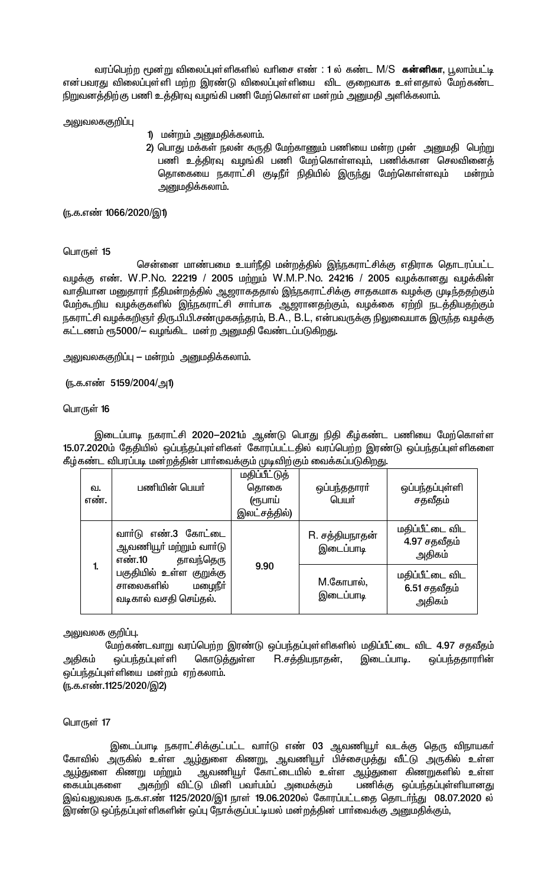வரப்பெற்ற மூன்று விலைப்புள்ளிகளில் வரிசை எண் : 1 ல் கண்ட M/S **கன்னிகா**, பூலாம்பட்டி என்பவரது விலைப்புள்ளி மற்ற இரண்டு விலைப்புள்ளியை விட குறைவாக உள்ளதால் மேற்கண்ட நிறுவனத்திற்கு பணி உத்திரவு வழங்கி பணி மேற்கொள்ள மன்றம் அனுமதி அளிக்கலாம்.

அலுவலககுறிப்பு

1) மன்றம் அனுமதிக்கலாம்.
2) பொது மக்கள் நலன் கருதி மேற்காணும் பணியை மன்ற முன் அனுமதி பெற்று பணி உத்திரவு வழங்கி பணி மேற்கொள்ளவும், பணிக்கான செலவினைத் தொகையை நகராட்சி குடிநீர் நிதியில் இருந்து மேற்கொள்ளவும் மன்றம் அனுமதிக்கலாம்.

(ந.க.எண் 1066/2020/இ1)

பொருள் 15

சென்னை மாண்பமை உயர்நீதி மன்றத்தில் இந்நகராட்சிக்கு எதிராக தொடரப்பட்ட வழக்கு எண். W.P.No. 22219 / 2005 மற்றும் W.M.P.No. 24216 / 2005 வழக்கானது வழக்கின் வாதியான மனுதாரர் நீதிமன்றத்தில் ஆஜராகததால் இந்நகராட்சிக்கு சாதகமாக வழக்கு முடிந்ததற்கும் மேற்கூறிய வழக்குகளில் இந்நகராட்சி சார்பாக ஆஜரானதற்கும், வழக்கை ஏற்றி நடத்தியதற்கும் நகராட்சி வழக்கறிஞர் திரு.பி.பி.சண்முகசுந்தரம், B.A., B.L, என்பவருக்கு நிலுவையாக இருந்த வழக்கு கட்டணம் ரூ5000/– வழங்கிட மன்ற அனுமதி வேண்டப்படுகிறது.

அலுவலககுறிப்பு – மன்றம் அனுமதிக்கலாம்.

(ந.க.எண் 5159/2004/அ1)

பொருள் 16

இடைப்பாடி நகராட்சி 2020–2021ம் ஆண்டு பொது நிதி கீழ்கண்ட பணியை மேற்கொள்ள 15.07.2020ம் தேதியில் ஒப்பந்தப்புள்ளிகள் கோரப்பட்டதில் வரப்பெற்ற இரண்டு ஒப்பந்தப்புள்ளிகளை கீழ்கண்ட விபரப்படி மன்றத்தின் பார்வைக்கும் முடிவிற்கும் வைக்கப்படுகிறது.

| வ. எண். | பணியின் பெயர் | மதிப்பீட்டுத் தொகை (ரூபாய் இலட்சத்தில்) | ஒப்பந்ததாரர் பெயர் | ஒப்பந்தப்புள்ளி சதவீதம் |
|---|---|---|---|---|
| 1. | வார்டு எண்.3 கோட்டை ஆவணியூர் மற்றும் வார்டு எண்.10 தாவந்தெரு பகுதியில் உள்ள குறுக்கு சாலைகளில் மழைநீர் வடிகால் வசதி செய்தல். | 9.90 | R. சத்தியநாதன் இடைப்பாடி | மதிப்பீட்டை விட 4.97 சதவீதம் அதிகம் |
| | | | M.கோபால், இடைப்பாடி | மதிப்பீட்டை விட 6.51 சதவீதம் அதிகம் |

அலுவலக குறிப்பு.

மேற்கண்டவாறு வரப்பெற்ற இரண்டு ஒப்பந்தப்புள்ளிகளில் மதிப்பீட்டை விட 4.97 சதவீதம் அதிகம் ஒப்பந்தப்புள்ளி கொடுத்துள்ள R.சத்தியநாதன், இடைப்பாடி. ஒப்பந்ததாரரின் ஒப்பந்தப்புள்ளியை மன்றம் ஏற்கலாம்.
(ந.க.எண்.1125/2020/இ2)

பொருள் 17

இடைப்பாடி நகராட்சிக்குட்பட்ட வார்டு எண் 03 ஆவணியூர் வடக்கு தெரு விநாயகர் கோவில் அருகில் உள்ள ஆழ்துளை கிணறு, ஆவணியூர் பிச்சைமுத்து வீட்டு அருகில் உள்ள ஆழ்துளை கிணறு மற்றும் ஆவணியூர் கோட்டையில் உள்ள ஆழ்துளை கிணறுகளில் உள்ள கைபம்புகளை அகற்றி விட்டு மினி பவர்பம்ப் அமைக்கும் பணிக்கு ஒப்பந்தப்புள்ளியானது இவ்வலுவலக ந.க.எண் 1125/2020/இ1 நாள் 19.06.2020ல் கோரப்பட்டதை தொடர்ந்து 08.07.2020 ல் இரண்டு ஒப்ந்தப்புள்ளிகளின் ஒப்பு நோக்குப்பட்டியல் மன்றத்தின் பார்வைக்கு அனுமதிக்கும்,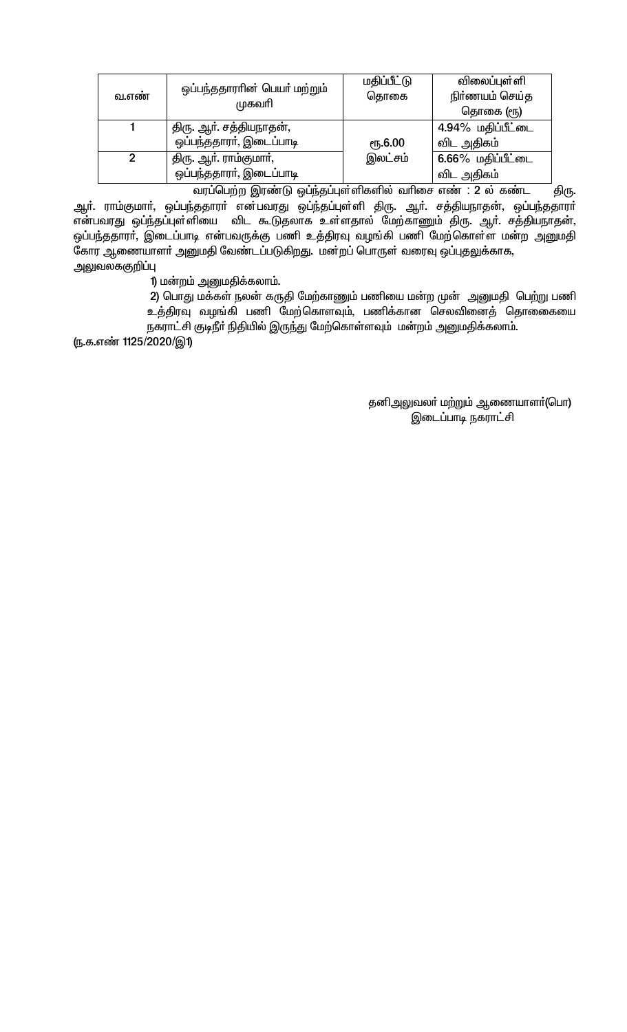| வ.எண் | ஒப்பந்ததாரரின் பெயர் மற்றும் முகவரி | மதிப்பீட்டு தொகை | விலைப்புள்ளி நிர்ணயம் செய்த தொகை (ரூ) |
|---|---|---|---|
| 1 | திரு. ஆர். சத்தியநாதன், ஒப்பந்ததாரர், இடைப்பாடி | ரூ.6.00 இலட்சம் | 4.94% மதிப்பீட்டை விட அதிகம் |
| 2 | திரு. ஆர். ராம்குமார், ஒப்பந்ததாரர், இடைப்பாடி | | 6.66% மதிப்பீட்டை விட அதிகம் |

வரப்பெற்ற இரண்டு ஒப்ந்தப்புள்ளிகளில் வரிசை எண் : 2 ல் கண்ட திரு. ஆர். ராம்குமார், ஒப்பந்ததாரர் என்பவரது ஒப்ந்தப்புள்ளி திரு. ஆர். சத்தியநாதன், ஒப்பந்ததாரர் என்பவரது ஒப்ந்தப்புள்ளியை விட கூடுதலாக உள்ளதால் மேற்காணும் திரு. ஆர். சத்தியநாதன், ஒப்பந்ததாரர், இடைப்பாடி என்பவருக்கு பணி உத்திரவு வழங்கி பணி மேற்கொள்ள மன்ற அனுமதி கோர ஆணையாளர் அனுமதி வேண்டப்படுகிறது. மன்றப் பொருள் வரைவு ஒப்புதலுக்காக,

அலுவலககுறிப்பு

1) மன்றம் அனுமதிக்கலாம்.

2) பொது மக்கள் நலன் கருதி மேற்காணும் பணியை மன்ற முன் அனுமதி பெற்று பணி உத்திரவு வழங்கி பணி மேற்கொளவும், பணிக்கான செலவினைத் தொகையை நகராட்சி குடிநீர் நிதியில் இருந்து மேற்கொள்ளவும் மன்றம் அனுமதிக்கலாம்.

(ந.க.எண் 1125/2020/இ1)

தனிஅலுவலர் மற்றும் ஆணையாளர்(பொ)
இடைப்பாடி நகராட்சி